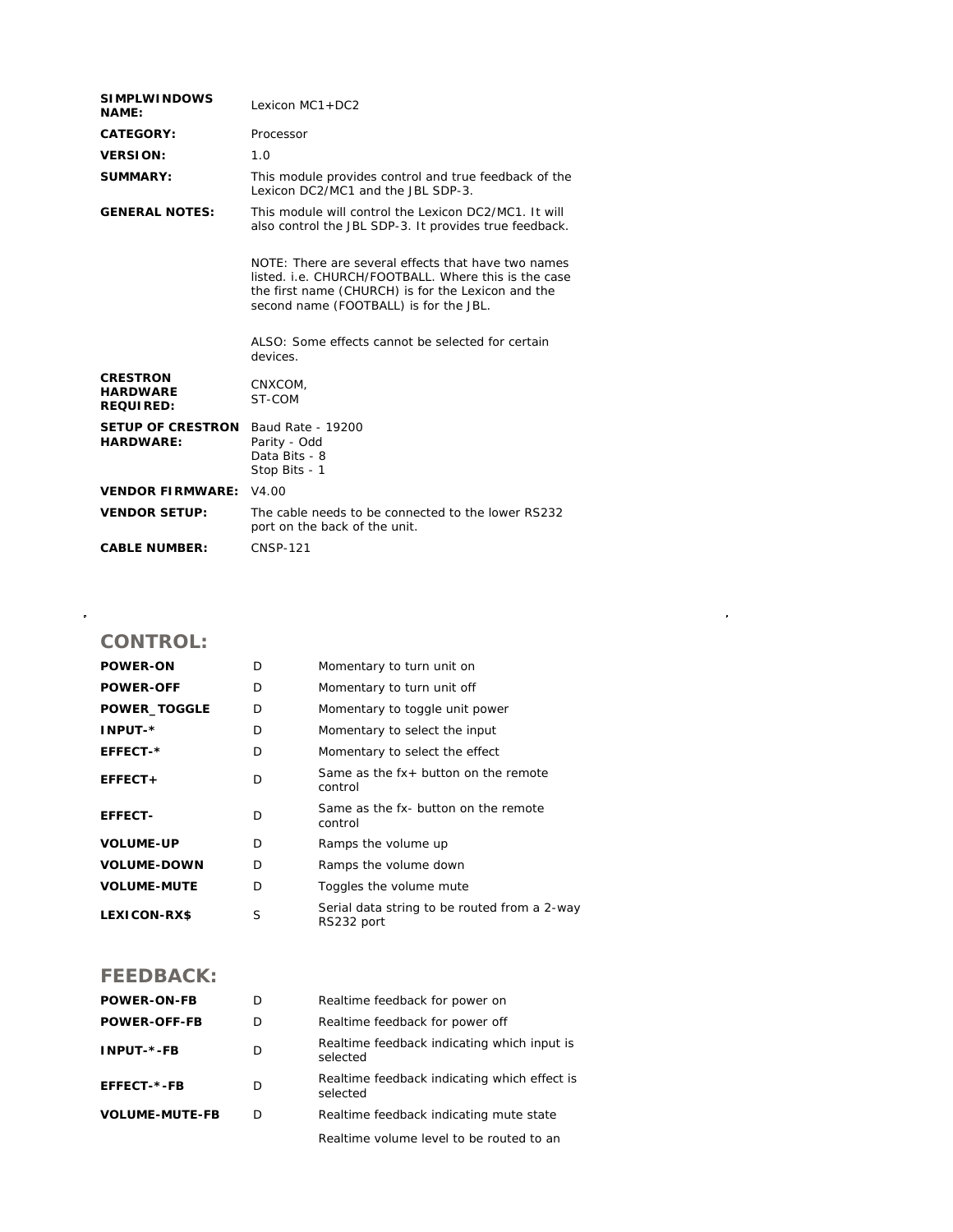| | |
|---|---|
| **SIMPLWINDOWS NAME:** | Lexicon MC1+DC2 |
| **CATEGORY:** | Processor |
| **VERSION:** | 1.0 |
| **SUMMARY:** | This module provides control and true feedback of the Lexicon DC2/MC1 and the JBL SDP-3. |
| **GENERAL NOTES:** | This module will control the Lexicon DC2/MC1. It will also control the JBL SDP-3. It provides true feedback.<br><br>NOTE: There are several effects that have two names listed. i.e. CHURCH/FOOTBALL. Where this is the case the first name (CHURCH) is for the Lexicon and the second name (FOOTBALL) is for the JBL.<br><br>ALSO: Some effects cannot be selected for certain devices. |
| **CRESTRON HARDWARE REQUIRED:** | CNXCOM,<br>ST-COM |
| **SETUP OF CRESTRON HARDWARE:** | Baud Rate - 19200<br>Parity - Odd<br>Data Bits - 8<br>Stop Bits - 1 |
| **VENDOR FIRMWARE:** | V4.00 |
| **VENDOR SETUP:** | The cable needs to be connected to the lower RS232 port on the back of the unit. |
| **CABLE NUMBER:** | CNSP-121 |

## CONTROL:

| | | |
|---|---|---|
| **POWER-ON** | D | Momentary to turn unit on |
| **POWER-OFF** | D | Momentary to turn unit off |
| **POWER_TOGGLE** | D | Momentary to toggle unit power |
| **INPUT-*** | D | Momentary to select the input |
| **EFFECT-*** | D | Momentary to select the effect |
| **EFFECT+** | D | Same as the fx+ button on the remote control |
| **EFFECT-** | D | Same as the fx- button on the remote control |
| **VOLUME-UP** | D | Ramps the volume up |
| **VOLUME-DOWN** | D | Ramps the volume down |
| **VOLUME-MUTE** | D | Toggles the volume mute |
| **LEXICON-RX$** | S | Serial data string to be routed from a 2-way RS232 port |

## FEEDBACK:

| | | |
|---|---|---|
| **POWER-ON-FB** | D | Realtime feedback for power on |
| **POWER-OFF-FB** | D | Realtime feedback for power off |
| **INPUT-*-FB** | D | Realtime feedback indicating which input is selected |
| **EFFECT-*-FB** | D | Realtime feedback indicating which effect is selected |
| **VOLUME-MUTE-FB** | D | Realtime feedback indicating mute state |
| | | Realtime volume level to be routed to an |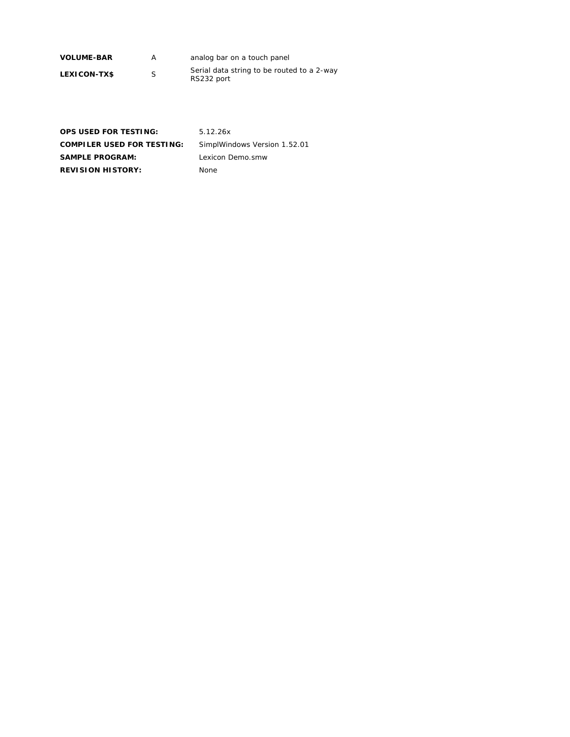| | | |
|---|---|---|
| **VOLUME-BAR** | A | analog bar on a touch panel |
| **LEXICON-TX$** | S | Serial data string to be routed to a 2-way RS232 port |

| | |
|---|---|
| **OPS USED FOR TESTING:** | 5.12.26x |
| **COMPILER USED FOR TESTING:** | SimplWindows Version 1.52.01 |
| **SAMPLE PROGRAM:** | Lexicon Demo.smw |
| **REVISION HISTORY:** | None |